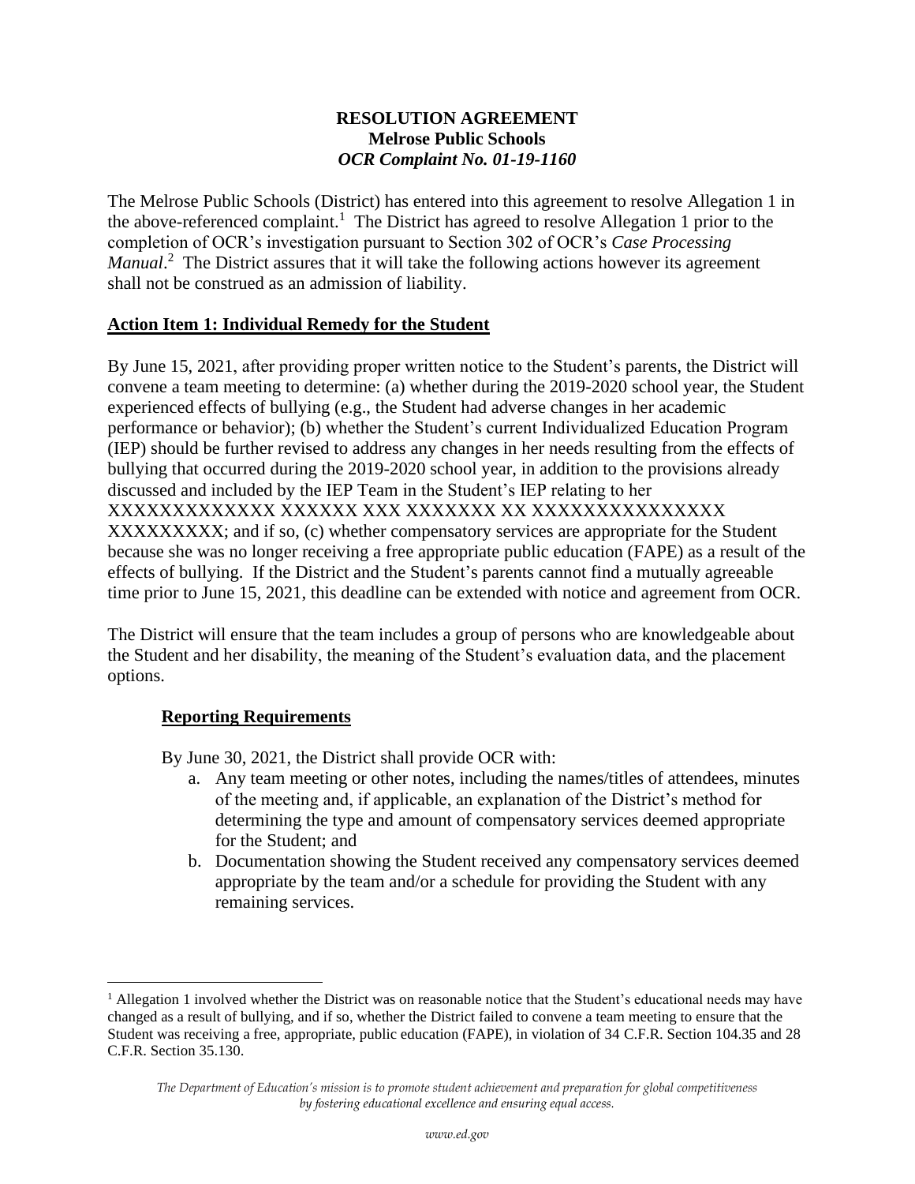**RESOLUTION AGREEMENT**
**Melrose Public Schools**
***OCR Complaint No. 01-19-1160***

The Melrose Public Schools (District) has entered into this agreement to resolve Allegation 1 in the above-referenced complaint.[1] The District has agreed to resolve Allegation 1 prior to the completion of OCR's investigation pursuant to Section 302 of OCR's *Case Processing Manual*.[2] The District assures that it will take the following actions however its agreement shall not be construed as an admission of liability.

## Action Item 1: Individual Remedy for the Student

By June 15, 2021, after providing proper written notice to the Student's parents, the District will convene a team meeting to determine: (a) whether during the 2019-2020 school year, the Student experienced effects of bullying (e.g., the Student had adverse changes in her academic performance or behavior); (b) whether the Student's current Individualized Education Program (IEP) should be further revised to address any changes in her needs resulting from the effects of bullying that occurred during the 2019-2020 school year, in addition to the provisions already discussed and included by the IEP Team in the Student's IEP relating to her XXXXXXXXXXXXX XXXXXX XXX XXXXXXX XX XXXXXXXXXXXXXXX XXXXXXXXX; and if so, (c) whether compensatory services are appropriate for the Student because she was no longer receiving a free appropriate public education (FAPE) as a result of the effects of bullying. If the District and the Student's parents cannot find a mutually agreeable time prior to June 15, 2021, this deadline can be extended with notice and agreement from OCR.

The District will ensure that the team includes a group of persons who are knowledgeable about the Student and her disability, the meaning of the Student's evaluation data, and the placement options.

### Reporting Requirements

By June 30, 2021, the District shall provide OCR with:

a. Any team meeting or other notes, including the names/titles of attendees, minutes of the meeting and, if applicable, an explanation of the District's method for determining the type and amount of compensatory services deemed appropriate for the Student; and
b. Documentation showing the Student received any compensatory services deemed appropriate by the team and/or a schedule for providing the Student with any remaining services.

---

[1] Allegation 1 involved whether the District was on reasonable notice that the Student's educational needs may have changed as a result of bullying, and if so, whether the District failed to convene a team meeting to ensure that the Student was receiving a free, appropriate, public education (FAPE), in violation of 34 C.F.R. Section 104.35 and 28 C.F.R. Section 35.130.

*The Department of Education's mission is to promote student achievement and preparation for global competitiveness by fostering educational excellence and ensuring equal access.*

*www.ed.gov*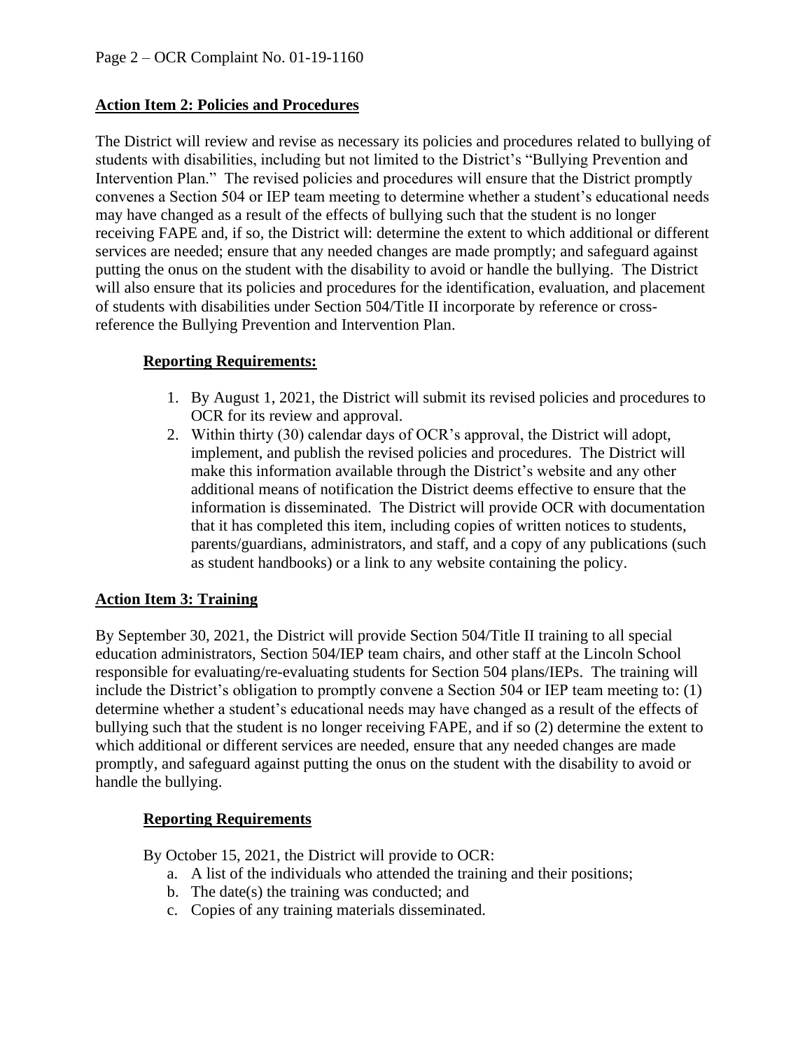**Action Item 2: Policies and Procedures**

The District will review and revise as necessary its policies and procedures related to bullying of students with disabilities, including but not limited to the District's "Bullying Prevention and Intervention Plan." The revised policies and procedures will ensure that the District promptly convenes a Section 504 or IEP team meeting to determine whether a student's educational needs may have changed as a result of the effects of bullying such that the student is no longer receiving FAPE and, if so, the District will: determine the extent to which additional or different services are needed; ensure that any needed changes are made promptly; and safeguard against putting the onus on the student with the disability to avoid or handle the bullying. The District will also ensure that its policies and procedures for the identification, evaluation, and placement of students with disabilities under Section 504/Title II incorporate by reference or cross-reference the Bullying Prevention and Intervention Plan.

**Reporting Requirements:**

1. By August 1, 2021, the District will submit its revised policies and procedures to OCR for its review and approval.
2. Within thirty (30) calendar days of OCR's approval, the District will adopt, implement, and publish the revised policies and procedures. The District will make this information available through the District's website and any other additional means of notification the District deems effective to ensure that the information is disseminated. The District will provide OCR with documentation that it has completed this item, including copies of written notices to students, parents/guardians, administrators, and staff, and a copy of any publications (such as student handbooks) or a link to any website containing the policy.

**Action Item 3: Training**

By September 30, 2021, the District will provide Section 504/Title II training to all special education administrators, Section 504/IEP team chairs, and other staff at the Lincoln School responsible for evaluating/re-evaluating students for Section 504 plans/IEPs. The training will include the District's obligation to promptly convene a Section 504 or IEP team meeting to: (1) determine whether a student's educational needs may have changed as a result of the effects of bullying such that the student is no longer receiving FAPE, and if so (2) determine the extent to which additional or different services are needed, ensure that any needed changes are made promptly, and safeguard against putting the onus on the student with the disability to avoid or handle the bullying.

**Reporting Requirements**

By October 15, 2021, the District will provide to OCR:

a. A list of the individuals who attended the training and their positions;
b. The date(s) the training was conducted; and
c. Copies of any training materials disseminated.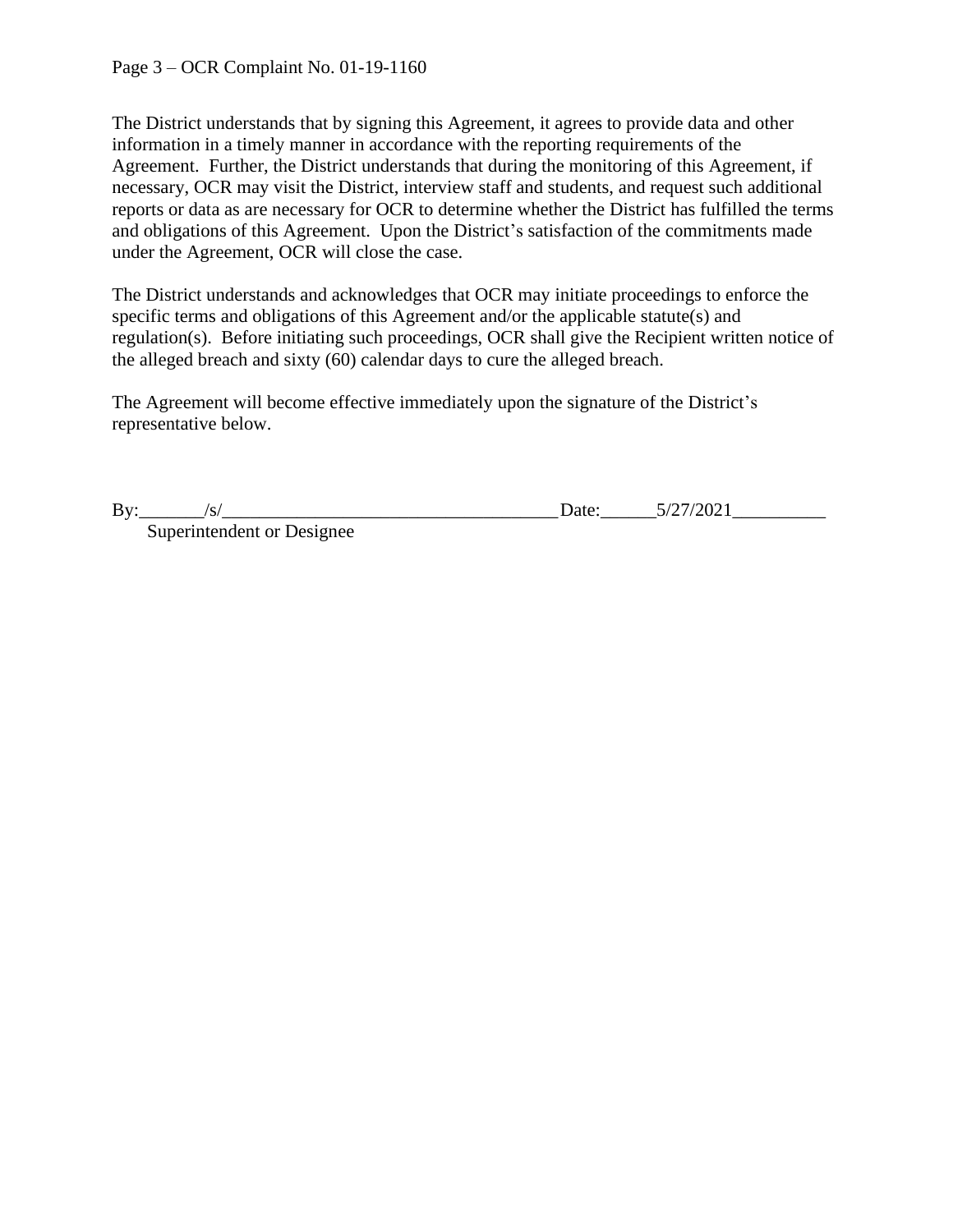The District understands that by signing this Agreement, it agrees to provide data and other information in a timely manner in accordance with the reporting requirements of the Agreement. Further, the District understands that during the monitoring of this Agreement, if necessary, OCR may visit the District, interview staff and students, and request such additional reports or data as are necessary for OCR to determine whether the District has fulfilled the terms and obligations of this Agreement. Upon the District's satisfaction of the commitments made under the Agreement, OCR will close the case.

The District understands and acknowledges that OCR may initiate proceedings to enforce the specific terms and obligations of this Agreement and/or the applicable statute(s) and regulation(s). Before initiating such proceedings, OCR shall give the Recipient written notice of the alleged breach and sixty (60) calendar days to cure the alleged breach.

The Agreement will become effective immediately upon the signature of the District's representative below.

By:_______/s/____________________________________ Date:______5/27/2021__________

Superintendent or Designee